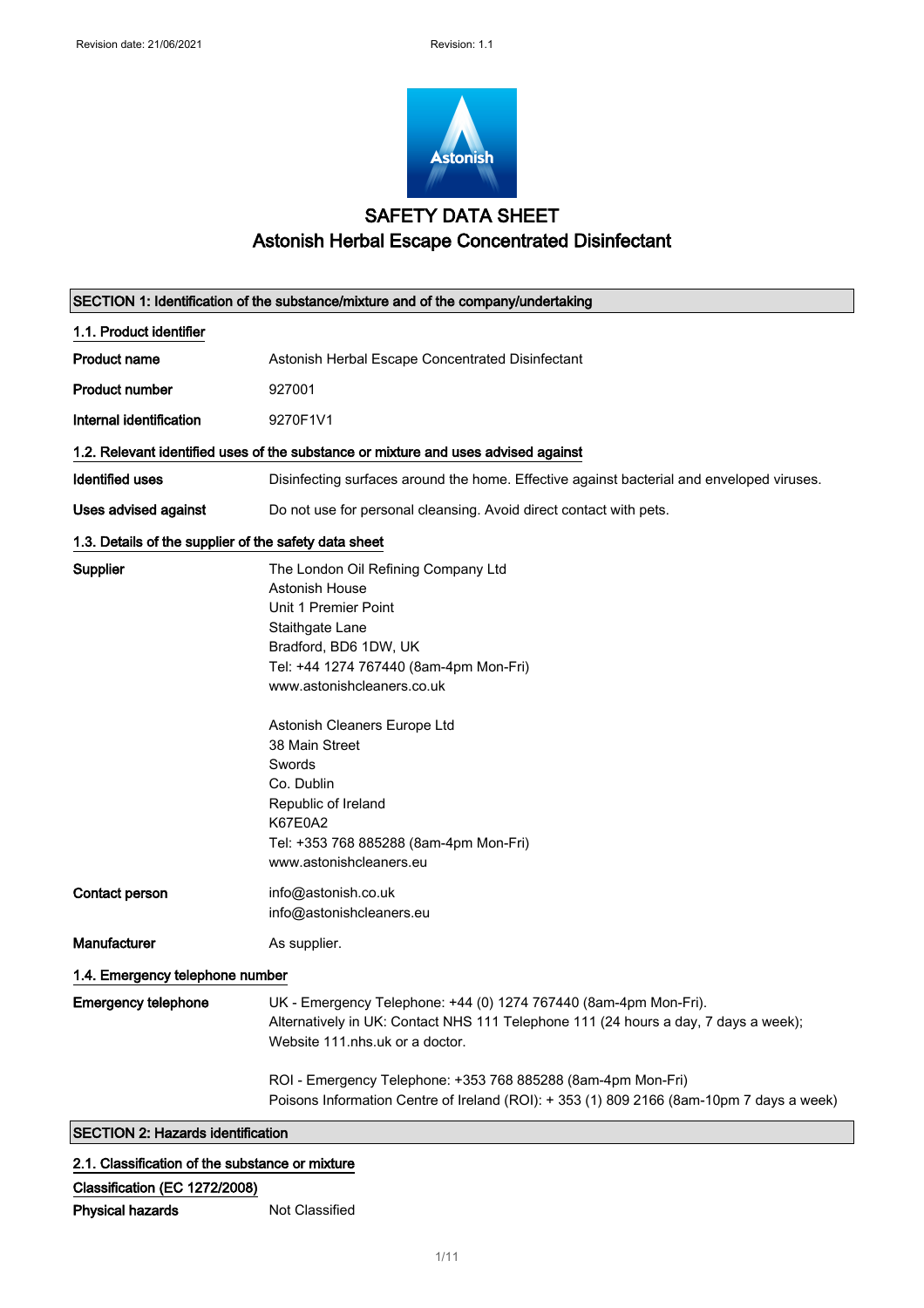Revision date: 21/06/2021 Revision: 1.1

# SAFETY DATA SHEET
## Astonish Herbal Escape Concentrated Disinfectant

### SECTION 1: Identification of the substance/mixture and of the company/undertaking

#### 1.1. Product identifier

| | |
|---|---|
| **Product name** | Astonish Herbal Escape Concentrated Disinfectant |
| **Product number** | 927001 |
| **Internal identification** | 9270F1V1 |

#### 1.2. Relevant identified uses of the substance or mixture and uses advised against

| | |
|---|---|
| **Identified uses** | Disinfecting surfaces around the home. Effective against bacterial and enveloped viruses. |
| **Uses advised against** | Do not use for personal cleansing. Avoid direct contact with pets. |

#### 1.3. Details of the supplier of the safety data sheet

**Supplier**

The London Oil Refining Company Ltd
Astonish House
Unit 1 Premier Point
Staithgate Lane
Bradford, BD6 1DW, UK
Tel: +44 1274 767440 (8am-4pm Mon-Fri)
www.astonishcleaners.co.uk

Astonish Cleaners Europe Ltd
38 Main Street
Swords
Co. Dublin
Republic of Ireland
K67E0A2
Tel: +353 768 885288 (8am-4pm Mon-Fri)
www.astonishcleaners.eu

**Contact person**

info@astonish.co.uk
info@astonishcleaners.eu

**Manufacturer**

As supplier.

#### 1.4. Emergency telephone number

**Emergency telephone**

UK - Emergency Telephone: +44 (0) 1274 767440 (8am-4pm Mon-Fri).
Alternatively in UK: Contact NHS 111 Telephone 111 (24 hours a day, 7 days a week); Website 111.nhs.uk or a doctor.

ROI - Emergency Telephone: +353 768 885288 (8am-4pm Mon-Fri)
Poisons Information Centre of Ireland (ROI): + 353 (1) 809 2166 (8am-10pm 7 days a week)

### SECTION 2: Hazards identification

#### 2.1. Classification of the substance or mixture

**Classification (EC 1272/2008)**

| | |
|---|---|
| **Physical hazards** | Not Classified |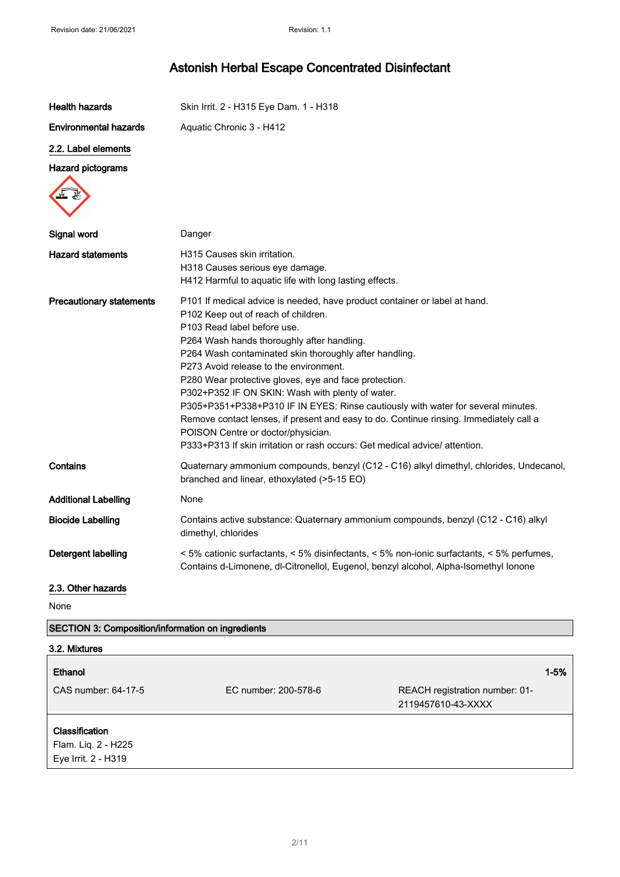# Astonish Herbal Escape Concentrated Disinfectant

**Health hazards** Skin Irrit. 2 - H315 Eye Dam. 1 - H318

**Environmental hazards** Aquatic Chronic 3 - H412

## 2.2. Label elements

**Hazard pictograms**

**Signal word** Danger

**Hazard statements**
H315 Causes skin irritation.
H318 Causes serious eye damage.
H412 Harmful to aquatic life with long lasting effects.

**Precautionary statements**
P101 If medical advice is needed, have product container or label at hand.
P102 Keep out of reach of children.
P103 Read label before use.
P264 Wash hands thoroughly after handling.
P264 Wash contaminated skin thoroughly after handling.
P273 Avoid release to the environment.
P280 Wear protective gloves, eye and face protection.
P302+P352 IF ON SKIN: Wash with plenty of water.
P305+P351+P338+P310 IF IN EYES: Rinse cautiously with water for several minutes. Remove contact lenses, if present and easy to do. Continue rinsing. Immediately call a POISON Centre or doctor/physician.
P333+P313 If skin irritation or rash occurs: Get medical advice/ attention.

**Contains** Quaternary ammonium compounds, benzyl (C12 - C16) alkyl dimethyl, chlorides, Undecanol, branched and linear, ethoxylated (>5-15 EO)

**Additional Labelling** None

**Biocide Labelling** Contains active substance: Quaternary ammonium compounds, benzyl (C12 - C16) alkyl dimethyl, chlorides

**Detergent labelling** < 5% cationic surfactants, < 5% disinfectants, < 5% non-ionic surfactants, < 5% perfumes, Contains d-Limonene, dl-Citronellol, Eugenol, benzyl alcohol, Alpha-Isomethyl Ionone

## 2.3. Other hazards

None

## SECTION 3: Composition/information on ingredients

### 3.2. Mixtures

| **Ethanol** | | **1-5%** |
|---|---|---|
| CAS number: 64-17-5 | EC number: 200-578-6 | REACH registration number: 01-2119457610-43-XXXX |

**Classification**
Flam. Liq. 2 - H225
Eye Irrit. 2 - H319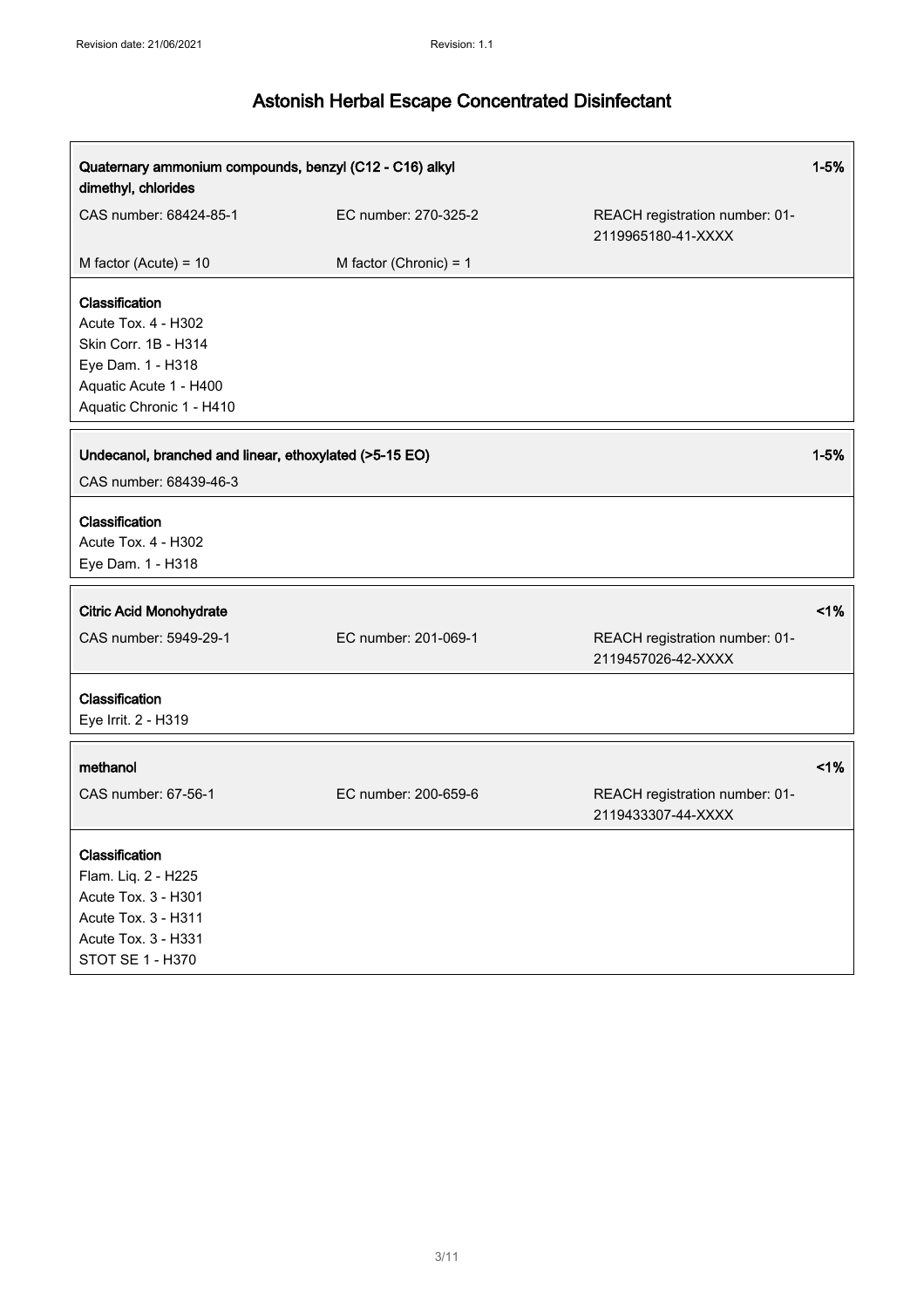| Quaternary ammonium compounds, benzyl (C12 - C16) alkyl dimethyl, chlorides | | 1-5% |
|---|---|---|
| CAS number: 68424-85-1 | EC number: 270-325-2 | REACH registration number: 01-2119965180-41-XXXX |
| M factor (Acute) = 10 | M factor (Chronic) = 1 | |

**Classification**
Acute Tox. 4 - H302
Skin Corr. 1B - H314
Eye Dam. 1 - H318
Aquatic Acute 1 - H400
Aquatic Chronic 1 - H410

| Undecanol, branched and linear, ethoxylated (>5-15 EO) | 1-5% |
|---|---|
| CAS number: 68439-46-3 | |

**Classification**
Acute Tox. 4 - H302
Eye Dam. 1 - H318

| Citric Acid Monohydrate | | <1% |
|---|---|---|
| CAS number: 5949-29-1 | EC number: 201-069-1 | REACH registration number: 01-2119457026-42-XXXX |

**Classification**
Eye Irrit. 2 - H319

| methanol | | <1% |
|---|---|---|
| CAS number: 67-56-1 | EC number: 200-659-6 | REACH registration number: 01-2119433307-44-XXXX |

**Classification**
Flam. Liq. 2 - H225
Acute Tox. 3 - H301
Acute Tox. 3 - H311
Acute Tox. 3 - H331
STOT SE 1 - H370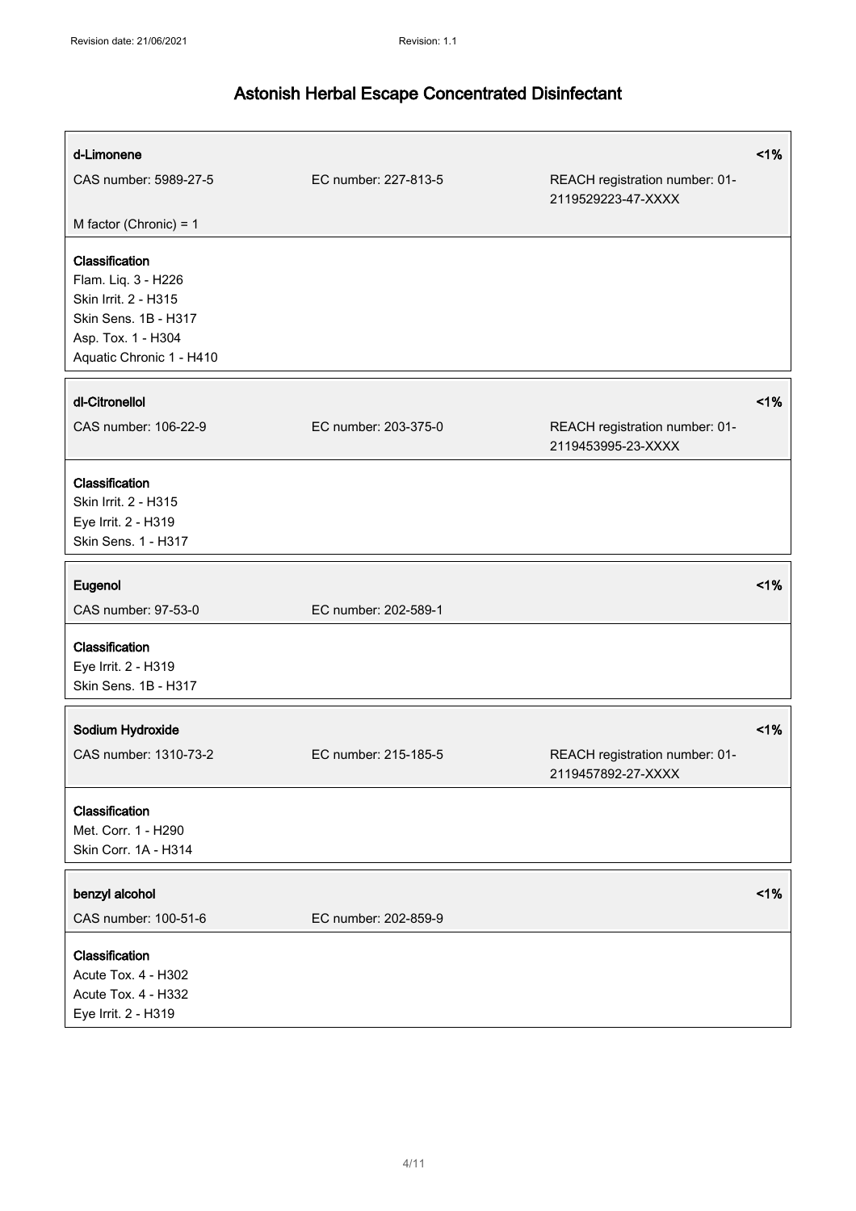# Astonish Herbal Escape Concentrated Disinfectant

| **d-Limonene** | | **<1%** |
|---|---|---|
| CAS number: 5989-27-5 | EC number: 227-813-5 | REACH registration number: 01-2119529223-47-XXXX |
| M factor (Chronic) = 1 | | |

**Classification**
Flam. Liq. 3 - H226
Skin Irrit. 2 - H315
Skin Sens. 1B - H317
Asp. Tox. 1 - H304
Aquatic Chronic 1 - H410

| **dl-Citronellol** | | **<1%** |
|---|---|---|
| CAS number: 106-22-9 | EC number: 203-375-0 | REACH registration number: 01-2119453995-23-XXXX |

**Classification**
Skin Irrit. 2 - H315
Eye Irrit. 2 - H319
Skin Sens. 1 - H317

| **Eugenol** | | **<1%** |
|---|---|---|
| CAS number: 97-53-0 | EC number: 202-589-1 | |

**Classification**
Eye Irrit. 2 - H319
Skin Sens. 1B - H317

| **Sodium Hydroxide** | | **<1%** |
|---|---|---|
| CAS number: 1310-73-2 | EC number: 215-185-5 | REACH registration number: 01-2119457892-27-XXXX |

**Classification**
Met. Corr. 1 - H290
Skin Corr. 1A - H314

| **benzyl alcohol** | | **<1%** |
|---|---|---|
| CAS number: 100-51-6 | EC number: 202-859-9 | |

**Classification**
Acute Tox. 4 - H302
Acute Tox. 4 - H332
Eye Irrit. 2 - H319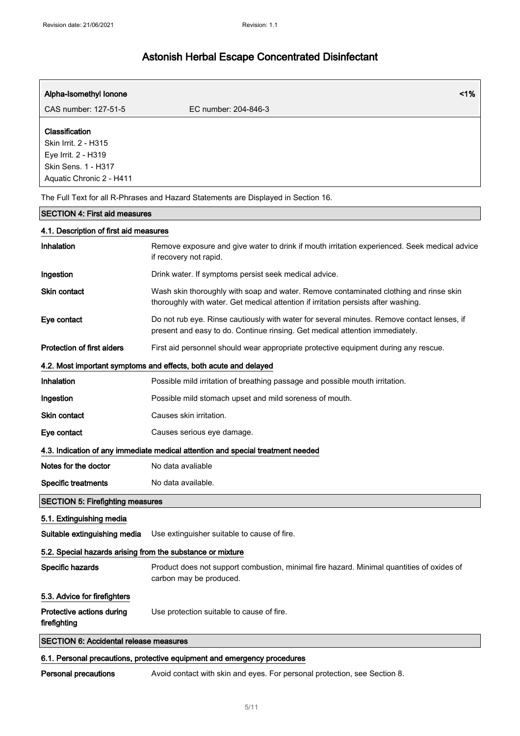# Astonish Herbal Escape Concentrated Disinfectant

| Alpha-Isomethyl Ionone | | <1% |
|---|---|---|
| CAS number: 127-51-5 | EC number: 204-846-3 | |

**Classification**
Skin Irrit. 2 - H315
Eye Irrit. 2 - H319
Skin Sens. 1 - H317
Aquatic Chronic 2 - H411

The Full Text for all R-Phrases and Hazard Statements are Displayed in Section 16.

## SECTION 4: First aid measures

### 4.1. Description of first aid measures

**Inhalation** Remove exposure and give water to drink if mouth irritation experienced. Seek medical advice if recovery not rapid.

**Ingestion** Drink water. If symptoms persist seek medical advice.

**Skin contact** Wash skin thoroughly with soap and water. Remove contaminated clothing and rinse skin thoroughly with water. Get medical attention if irritation persists after washing.

**Eye contact** Do not rub eye. Rinse cautiously with water for several minutes. Remove contact lenses, if present and easy to do. Continue rinsing. Get medical attention immediately.

**Protection of first aiders** First aid personnel should wear appropriate protective equipment during any rescue.

### 4.2. Most important symptoms and effects, both acute and delayed

**Inhalation** Possible mild irritation of breathing passage and possible mouth irritation.

**Ingestion** Possible mild stomach upset and mild soreness of mouth.

**Skin contact** Causes skin irritation.

**Eye contact** Causes serious eye damage.

### 4.3. Indication of any immediate medical attention and special treatment needed

**Notes for the doctor** No data avaliable

**Specific treatments** No data available.

## SECTION 5: Firefighting measures

### 5.1. Extinguishing media

**Suitable extinguishing media** Use extinguisher suitable to cause of fire.

### 5.2. Special hazards arising from the substance or mixture

**Specific hazards** Product does not support combustion, minimal fire hazard. Minimal quantities of oxides of carbon may be produced.

### 5.3. Advice for firefighters

**Protective actions during firefighting** Use protection suitable to cause of fire.

## SECTION 6: Accidental release measures

### 6.1. Personal precautions, protective equipment and emergency procedures

**Personal precautions** Avoid contact with skin and eyes. For personal protection, see Section 8.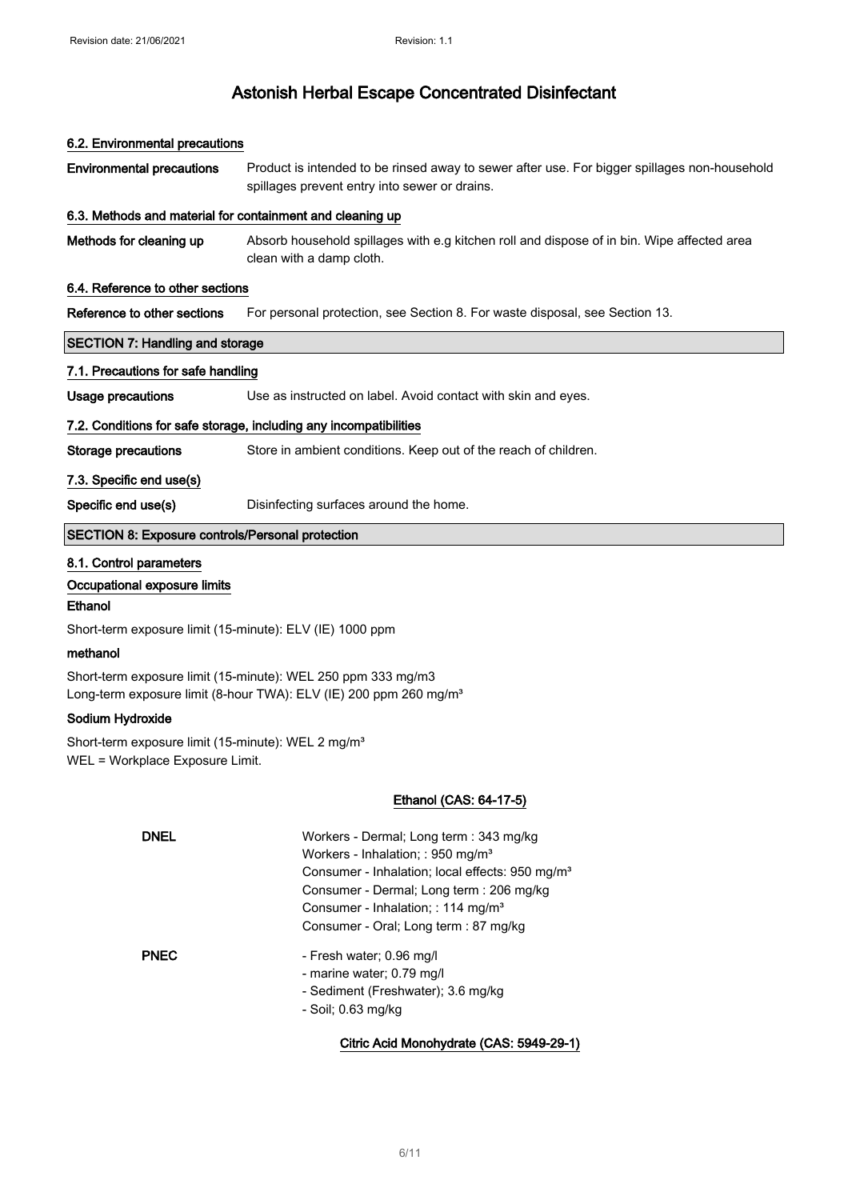#### 6.2. Environmental precautions

**Environmental precautions** Product is intended to be rinsed away to sewer after use. For bigger spillages non-household spillages prevent entry into sewer or drains.

#### 6.3. Methods and material for containment and cleaning up

**Methods for cleaning up** Absorb household spillages with e.g kitchen roll and dispose of in bin. Wipe affected area clean with a damp cloth.

#### 6.4. Reference to other sections

**Reference to other sections** For personal protection, see Section 8. For waste disposal, see Section 13.

## SECTION 7: Handling and storage

#### 7.1. Precautions for safe handling

**Usage precautions** Use as instructed on label. Avoid contact with skin and eyes.

#### 7.2. Conditions for safe storage, including any incompatibilities

**Storage precautions** Store in ambient conditions. Keep out of the reach of children.

#### 7.3. Specific end use(s)

**Specific end use(s)** Disinfecting surfaces around the home.

## SECTION 8: Exposure controls/Personal protection

#### 8.1. Control parameters

**Occupational exposure limits**

**Ethanol**

Short-term exposure limit (15-minute): ELV (IE) 1000 ppm

**methanol**

Short-term exposure limit (15-minute): WEL 250 ppm 333 mg/m3
Long-term exposure limit (8-hour TWA): ELV (IE) 200 ppm 260 mg/m³

**Sodium Hydroxide**

Short-term exposure limit (15-minute): WEL 2 mg/m³
WEL = Workplace Exposure Limit.

**Ethanol (CAS: 64-17-5)**

**DNEL**
Workers - Dermal; Long term : 343 mg/kg
Workers - Inhalation; : 950 mg/m³
Consumer - Inhalation; local effects: 950 mg/m³
Consumer - Dermal; Long term : 206 mg/kg
Consumer - Inhalation; : 114 mg/m³
Consumer - Oral; Long term : 87 mg/kg

**PNEC**
- Fresh water; 0.96 mg/l
- marine water; 0.79 mg/l
- Sediment (Freshwater); 3.6 mg/kg
- Soil; 0.63 mg/kg

**Citric Acid Monohydrate (CAS: 5949-29-1)**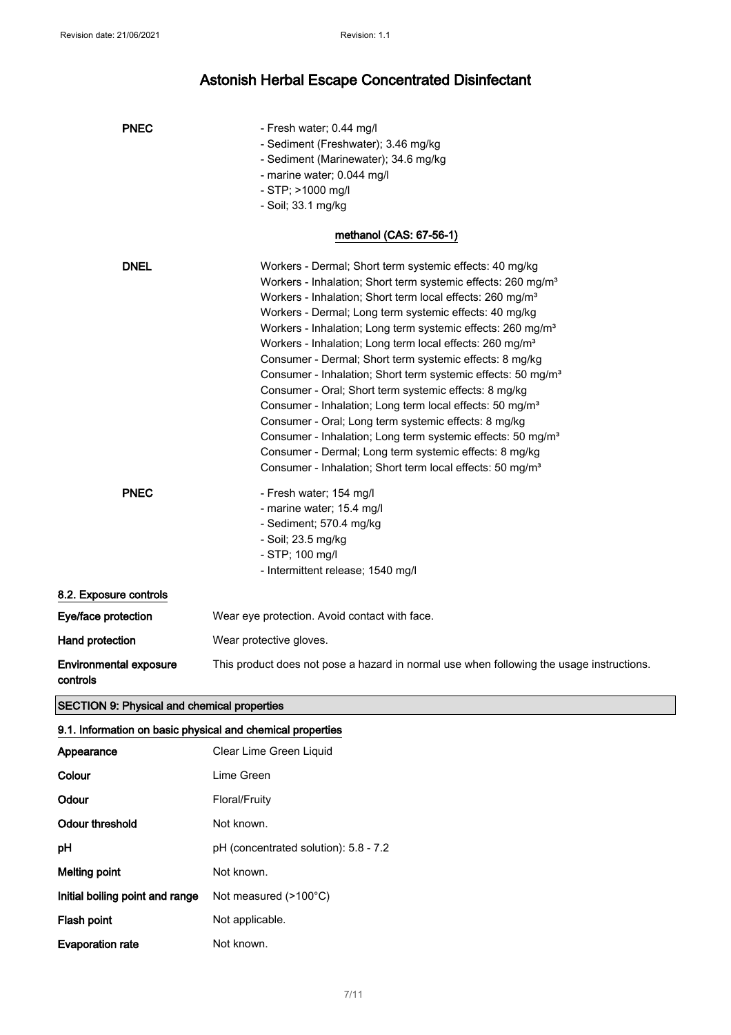**PNEC**

- Fresh water; 0.44 mg/l
- Sediment (Freshwater); 3.46 mg/kg
- Sediment (Marinewater); 34.6 mg/kg
- marine water; 0.044 mg/l
- STP; >1000 mg/l
- Soil; 33.1 mg/kg

**methanol (CAS: 67-56-1)**

**DNEL**

Workers - Dermal; Short term systemic effects: 40 mg/kg
Workers - Inhalation; Short term systemic effects: 260 mg/m³
Workers - Inhalation; Short term local effects: 260 mg/m³
Workers - Dermal; Long term systemic effects: 40 mg/kg
Workers - Inhalation; Long term systemic effects: 260 mg/m³
Workers - Inhalation; Long term local effects: 260 mg/m³
Consumer - Dermal; Short term systemic effects: 8 mg/kg
Consumer - Inhalation; Short term systemic effects: 50 mg/m³
Consumer - Oral; Short term systemic effects: 8 mg/kg
Consumer - Inhalation; Long term local effects: 50 mg/m³
Consumer - Oral; Long term systemic effects: 8 mg/kg
Consumer - Inhalation; Long term systemic effects: 50 mg/m³
Consumer - Dermal; Long term systemic effects: 8 mg/kg
Consumer - Inhalation; Short term local effects: 50 mg/m³

**PNEC**

- Fresh water; 154 mg/l
- marine water; 15.4 mg/l
- Sediment; 570.4 mg/kg
- Soil; 23.5 mg/kg
- STP; 100 mg/l
- Intermittent release; 1540 mg/l

### 8.2. Exposure controls

**Eye/face protection** Wear eye protection. Avoid contact with face.

**Hand protection** Wear protective gloves.

**Environmental exposure controls** This product does not pose a hazard in normal use when following the usage instructions.

## SECTION 9: Physical and chemical properties

### 9.1. Information on basic physical and chemical properties

| Property | Value |
|---|---|
| **Appearance** | Clear Lime Green Liquid |
| **Colour** | Lime Green |
| **Odour** | Floral/Fruity |
| **Odour threshold** | Not known. |
| **pH** | pH (concentrated solution): 5.8 - 7.2 |
| **Melting point** | Not known. |
| **Initial boiling point and range** | Not measured (>100°C) |
| **Flash point** | Not applicable. |
| **Evaporation rate** | Not known. |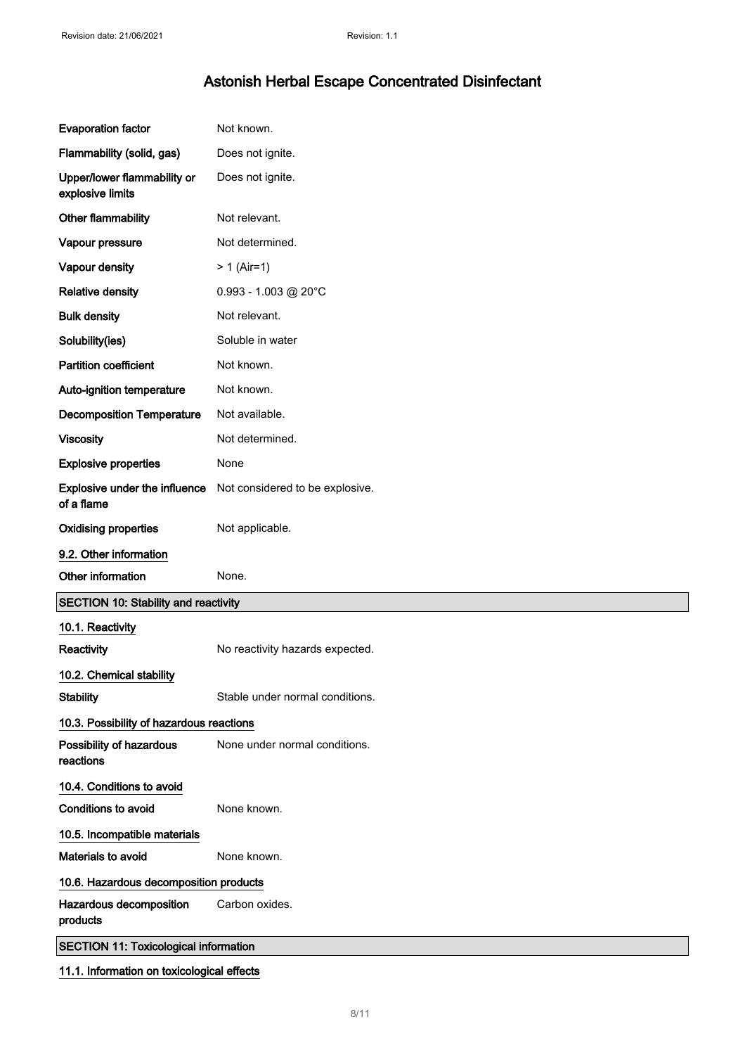| | |
|---|---|
| **Evaporation factor** | Not known. |
| **Flammability (solid, gas)** | Does not ignite. |
| **Upper/lower flammability or explosive limits** | Does not ignite. |
| **Other flammability** | Not relevant. |
| **Vapour pressure** | Not determined. |
| **Vapour density** | > 1 (Air=1) |
| **Relative density** | 0.993 - 1.003 @ 20°C |
| **Bulk density** | Not relevant. |
| **Solubility(ies)** | Soluble in water |
| **Partition coefficient** | Not known. |
| **Auto-ignition temperature** | Not known. |
| **Decomposition Temperature** | Not available. |
| **Viscosity** | Not determined. |
| **Explosive properties** | None |
| **Explosive under the influence of a flame** | Not considered to be explosive. |
| **Oxidising properties** | Not applicable. |

### 9.2. Other information

| | |
|---|---|
| **Other information** | None. |

## SECTION 10: Stability and reactivity

### 10.1. Reactivity

| | |
|---|---|
| **Reactivity** | No reactivity hazards expected. |

### 10.2. Chemical stability

| | |
|---|---|
| **Stability** | Stable under normal conditions. |

### 10.3. Possibility of hazardous reactions

| | |
|---|---|
| **Possibility of hazardous reactions** | None under normal conditions. |

### 10.4. Conditions to avoid

| | |
|---|---|
| **Conditions to avoid** | None known. |

### 10.5. Incompatible materials

| | |
|---|---|
| **Materials to avoid** | None known. |

### 10.6. Hazardous decomposition products

| | |
|---|---|
| **Hazardous decomposition products** | Carbon oxides. |

## SECTION 11: Toxicological information

### 11.1. Information on toxicological effects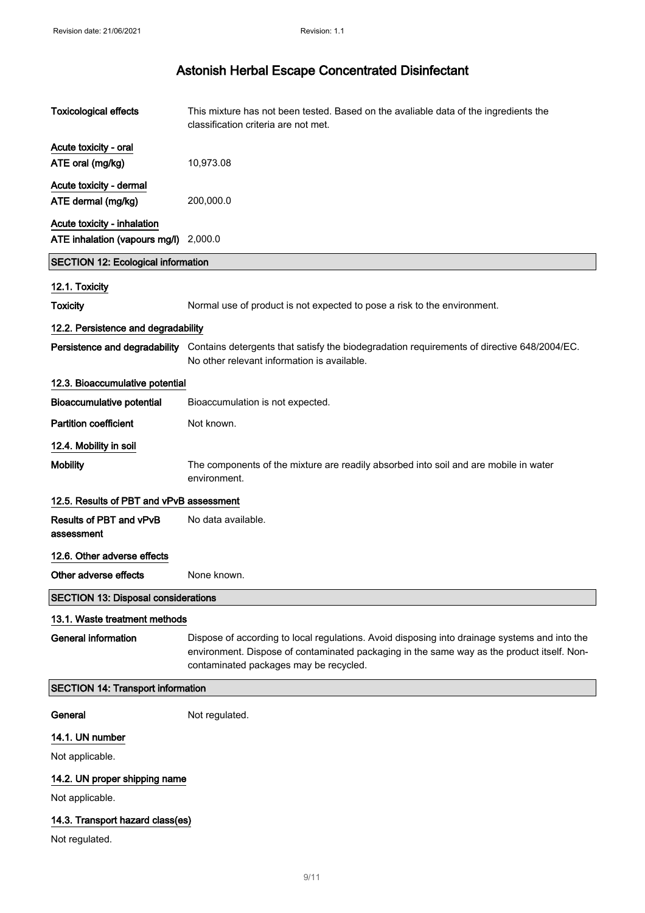| | |
|---|---|
| **Toxicological effects** | This mixture has not been tested. Based on the avaliable data of the ingredients the classification criteria are not met. |

**Acute toxicity - oral**

| | |
|---|---|
| **ATE oral (mg/kg)** | 10,973.08 |

**Acute toxicity - dermal**

| | |
|---|---|
| **ATE dermal (mg/kg)** | 200,000.0 |

**Acute toxicity - inhalation**

| | |
|---|---|
| **ATE inhalation (vapours mg/l)** | 2,000.0 |

## SECTION 12: Ecological information

### 12.1. Toxicity

| | |
|---|---|
| **Toxicity** | Normal use of product is not expected to pose a risk to the environment. |

### 12.2. Persistence and degradability

| | |
|---|---|
| **Persistence and degradability** | Contains detergents that satisfy the biodegradation requirements of directive 648/2004/EC. No other relevant information is available. |

### 12.3. Bioaccumulative potential

| | |
|---|---|
| **Bioaccumulative potential** | Bioaccumulation is not expected. |
| **Partition coefficient** | Not known. |

### 12.4. Mobility in soil

| | |
|---|---|
| **Mobility** | The components of the mixture are readily absorbed into soil and are mobile in water environment. |

### 12.5. Results of PBT and vPvB assessment

| | |
|---|---|
| **Results of PBT and vPvB assessment** | No data available. |

### 12.6. Other adverse effects

| | |
|---|---|
| **Other adverse effects** | None known. |

## SECTION 13: Disposal considerations

### 13.1. Waste treatment methods

| | |
|---|---|
| **General information** | Dispose of according to local regulations. Avoid disposing into drainage systems and into the environment. Dispose of contaminated packaging in the same way as the product itself. Non-contaminated packages may be recycled. |

## SECTION 14: Transport information

| | |
|---|---|
| **General** | Not regulated. |

### 14.1. UN number

Not applicable.

### 14.2. UN proper shipping name

Not applicable.

### 14.3. Transport hazard class(es)

Not regulated.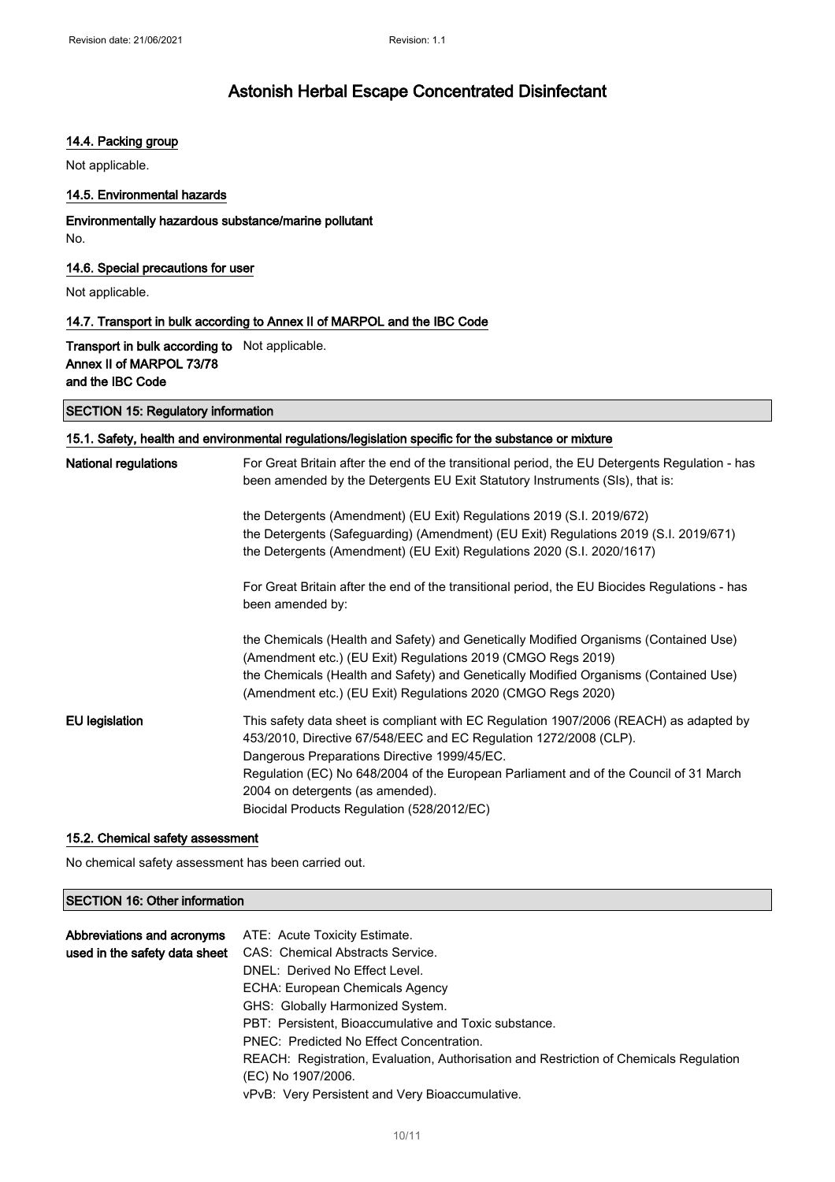### 14.4. Packing group

Not applicable.

### 14.5. Environmental hazards

**Environmentally hazardous substance/marine pollutant**

No.

### 14.6. Special precautions for user

Not applicable.

### 14.7. Transport in bulk according to Annex II of MARPOL and the IBC Code

| | |
|---|---|
| **Transport in bulk according to Annex II of MARPOL 73/78 and the IBC Code** | Not applicable. |

## SECTION 15: Regulatory information

### 15.1. Safety, health and environmental regulations/legislation specific for the substance or mixture

| | |
|---|---|
| **National regulations** | For Great Britain after the end of the transitional period, the EU Detergents Regulation - has been amended by the Detergents EU Exit Statutory Instruments (SIs), that is:<br><br>the Detergents (Amendment) (EU Exit) Regulations 2019 (S.I. 2019/672)<br>the Detergents (Safeguarding) (Amendment) (EU Exit) Regulations 2019 (S.I. 2019/671)<br>the Detergents (Amendment) (EU Exit) Regulations 2020 (S.I. 2020/1617)<br><br>For Great Britain after the end of the transitional period, the EU Biocides Regulations - has been amended by:<br><br>the Chemicals (Health and Safety) and Genetically Modified Organisms (Contained Use) (Amendment etc.) (EU Exit) Regulations 2019 (CMGO Regs 2019)<br>the Chemicals (Health and Safety) and Genetically Modified Organisms (Contained Use) (Amendment etc.) (EU Exit) Regulations 2020 (CMGO Regs 2020) |
| **EU legislation** | This safety data sheet is compliant with EC Regulation 1907/2006 (REACH) as adapted by 453/2010, Directive 67/548/EEC and EC Regulation 1272/2008 (CLP).<br>Dangerous Preparations Directive 1999/45/EC.<br>Regulation (EC) No 648/2004 of the European Parliament and of the Council of 31 March 2004 on detergents (as amended).<br>Biocidal Products Regulation (528/2012/EC) |

### 15.2. Chemical safety assessment

No chemical safety assessment has been carried out.

## SECTION 16: Other information

| | |
|---|---|
| **Abbreviations and acronyms used in the safety data sheet** | ATE: Acute Toxicity Estimate.<br>CAS: Chemical Abstracts Service.<br>DNEL: Derived No Effect Level.<br>ECHA: European Chemicals Agency<br>GHS: Globally Harmonized System.<br>PBT: Persistent, Bioaccumulative and Toxic substance.<br>PNEC: Predicted No Effect Concentration.<br>REACH: Registration, Evaluation, Authorisation and Restriction of Chemicals Regulation (EC) No 1907/2006.<br>vPvB: Very Persistent and Very Bioaccumulative. |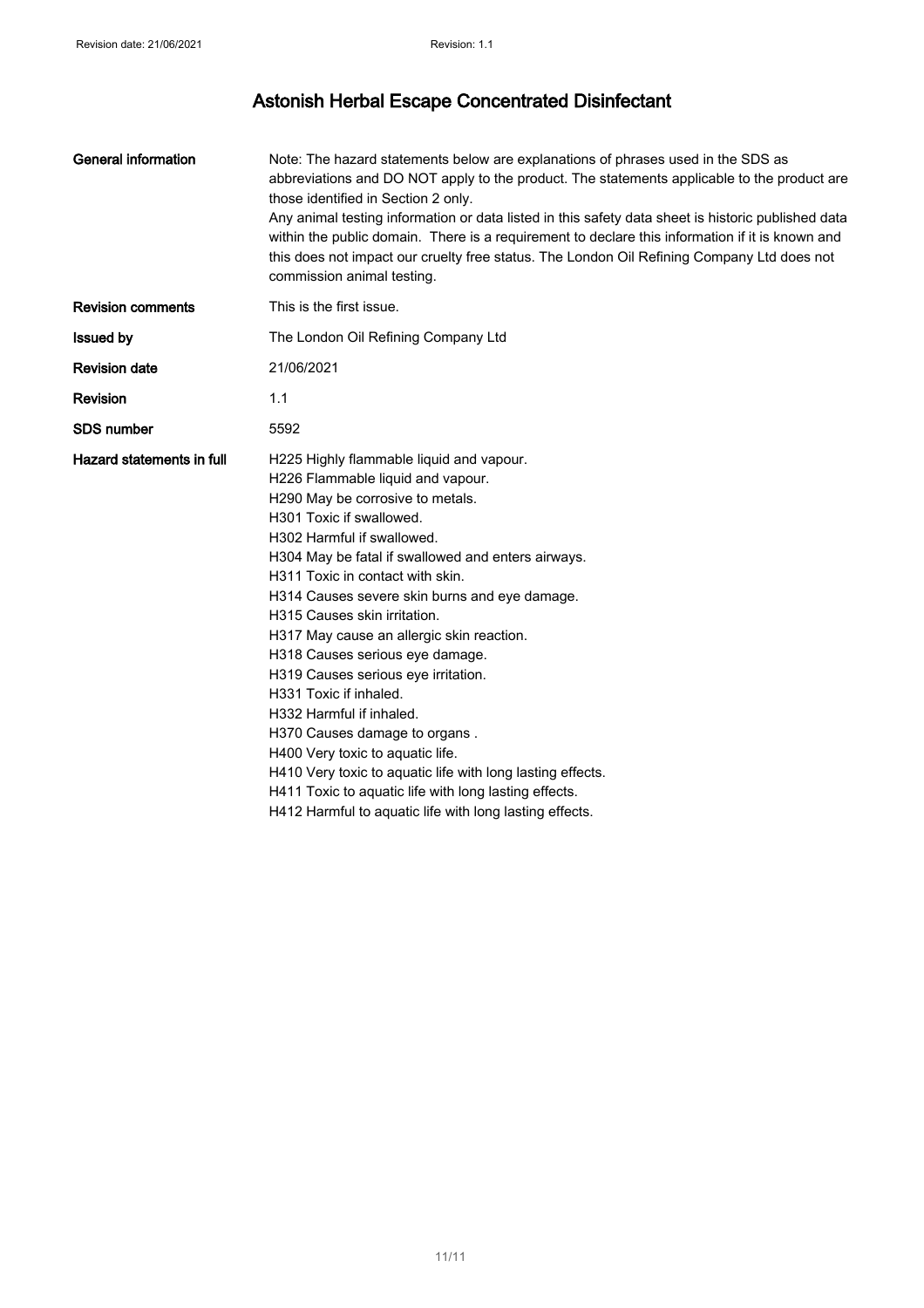# Astonish Herbal Escape Concentrated Disinfectant

| | |
|---|---|
| **General information** | Note: The hazard statements below are explanations of phrases used in the SDS as abbreviations and DO NOT apply to the product. The statements applicable to the product are those identified in Section 2 only.<br>Any animal testing information or data listed in this safety data sheet is historic published data within the public domain. There is a requirement to declare this information if it is known and this does not impact our cruelty free status. The London Oil Refining Company Ltd does not commission animal testing. |
| **Revision comments** | This is the first issue. |
| **Issued by** | The London Oil Refining Company Ltd |
| **Revision date** | 21/06/2021 |
| **Revision** | 1.1 |
| **SDS number** | 5592 |
| **Hazard statements in full** | H225 Highly flammable liquid and vapour.<br>H226 Flammable liquid and vapour.<br>H290 May be corrosive to metals.<br>H301 Toxic if swallowed.<br>H302 Harmful if swallowed.<br>H304 May be fatal if swallowed and enters airways.<br>H311 Toxic in contact with skin.<br>H314 Causes severe skin burns and eye damage.<br>H315 Causes skin irritation.<br>H317 May cause an allergic skin reaction.<br>H318 Causes serious eye damage.<br>H319 Causes serious eye irritation.<br>H331 Toxic if inhaled.<br>H332 Harmful if inhaled.<br>H370 Causes damage to organs .<br>H400 Very toxic to aquatic life.<br>H410 Very toxic to aquatic life with long lasting effects.<br>H411 Toxic to aquatic life with long lasting effects.<br>H412 Harmful to aquatic life with long lasting effects. |